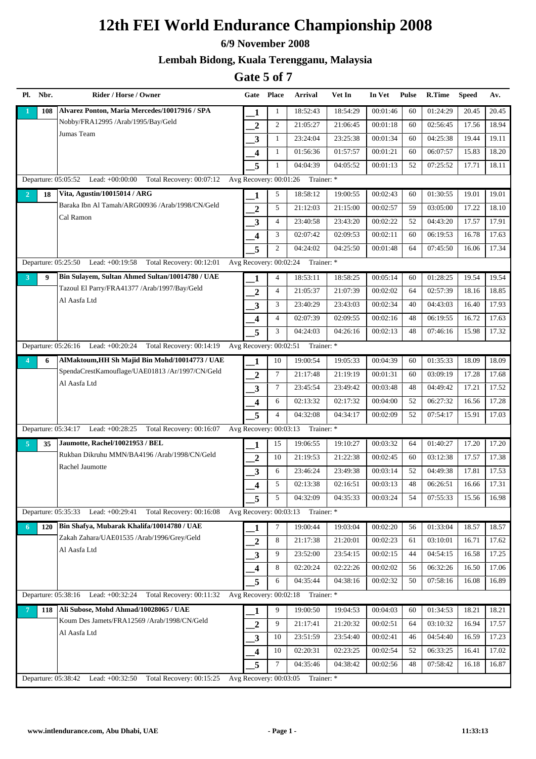# 12th FEI World Endurance Championship 2008

## 6/9 November 2008

## Lembah Bidong, Kuala Terengganu, Malaysia

## Gate 5 of 7

| Pl. | Nbr. | Rider / Horse / Owner | Gate | Place | Arrival | Vet In | In Vet | Pulse | R.Time | Speed | Av. |
|---|---|---|---|---|---|---|---|---|---|---|---|
| 1 | 108 | **Alvarez Ponton, Maria Mercedes/10017916 / SPA** | 1 | 1 | 18:52:43 | 18:54:29 | 00:01:46 | 60 | 01:24:29 | 20.45 | 20.45 |
| | | Nobby/FRA12995 /Arab/1995/Bay/Geld | 2 | 2 | 21:05:27 | 21:06:45 | 00:01:18 | 60 | 02:56:45 | 17.56 | 18.94 |
| | | Jumas Team | 3 | 1 | 23:24:04 | 23:25:38 | 00:01:34 | 60 | 04:25:38 | 19.44 | 19.11 |
| | | | 4 | 1 | 01:56:36 | 01:57:57 | 00:01:21 | 60 | 06:07:57 | 15.83 | 18.20 |
| | | | 5 | 1 | 04:04:39 | 04:05:52 | 00:01:13 | 52 | 07:25:52 | 17.71 | 18.11 |
| | | Departure: 05:05:52 Lead: +00:00:00 Total Recovery: 00:07:12 | Avg Recovery: 00:01:26 | | Trainer: * | | | | | | |
| 2 | 18 | **Vita, Agustin/10015014 / ARG** | 1 | 5 | 18:58:12 | 19:00:55 | 00:02:43 | 60 | 01:30:55 | 19.01 | 19.01 |
| | | Baraka Ibn Al Tamah/ARG00936 /Arab/1998/CN/Geld | 2 | 5 | 21:12:03 | 21:15:00 | 00:02:57 | 59 | 03:05:00 | 17.22 | 18.10 |
| | | Cal Ramon | 3 | 4 | 23:40:58 | 23:43:20 | 00:02:22 | 52 | 04:43:20 | 17.57 | 17.91 |
| | | | 4 | 3 | 02:07:42 | 02:09:53 | 00:02:11 | 60 | 06:19:53 | 16.78 | 17.63 |
| | | | 5 | 2 | 04:24:02 | 04:25:50 | 00:01:48 | 64 | 07:45:50 | 16.06 | 17.34 |
| | | Departure: 05:25:50 Lead: +00:19:58 Total Recovery: 00:12:01 | Avg Recovery: 00:02:24 | | Trainer: * | | | | | | |
| 3 | 9 | **Bin Sulayem, Sultan Ahmed Sultan/10014780 / UAE** | 1 | 4 | 18:53:11 | 18:58:25 | 00:05:14 | 60 | 01:28:25 | 19.54 | 19.54 |
| | | Tazoul El Parry/FRA41377 /Arab/1997/Bay/Geld | 2 | 4 | 21:05:37 | 21:07:39 | 00:02:02 | 64 | 02:57:39 | 18.16 | 18.85 |
| | | Al Aasfa Ltd | 3 | 3 | 23:40:29 | 23:43:03 | 00:02:34 | 40 | 04:43:03 | 16.40 | 17.93 |
| | | | 4 | 4 | 02:07:39 | 02:09:55 | 00:02:16 | 48 | 06:19:55 | 16.72 | 17.63 |
| | | | 5 | 3 | 04:24:03 | 04:26:16 | 00:02:13 | 48 | 07:46:16 | 15.98 | 17.32 |
| | | Departure: 05:26:16 Lead: +00:20:24 Total Recovery: 00:14:19 | Avg Recovery: 00:02:51 | | Trainer: * | | | | | | |
| 4 | 6 | **AlMaktoum,HH Sh Majid Bin Mohd/10014773 / UAE** | 1 | 10 | 19:00:54 | 19:05:33 | 00:04:39 | 60 | 01:35:33 | 18.09 | 18.09 |
| | | SpendaCrestKamouflage/UAE01813 /Ar/1997/CN/Geld | 2 | 7 | 21:17:48 | 21:19:19 | 00:01:31 | 60 | 03:09:19 | 17.28 | 17.68 |
| | | Al Aasfa Ltd | 3 | 7 | 23:45:54 | 23:49:42 | 00:03:48 | 48 | 04:49:42 | 17.21 | 17.52 |
| | | | 4 | 6 | 02:13:32 | 02:17:32 | 00:04:00 | 52 | 06:27:32 | 16.56 | 17.28 |
| | | | 5 | 4 | 04:32:08 | 04:34:17 | 00:02:09 | 52 | 07:54:17 | 15.91 | 17.03 |
| | | Departure: 05:34:17 Lead: +00:28:25 Total Recovery: 00:16:07 | Avg Recovery: 00:03:13 | | Trainer: * | | | | | | |
| 5 | 35 | **Jaumotte, Rachel/10021953 / BEL** | 1 | 15 | 19:06:55 | 19:10:27 | 00:03:32 | 64 | 01:40:27 | 17.20 | 17.20 |
| | | Rukban Dikruhu MMN/BA4196 /Arab/1998/CN/Geld | 2 | 10 | 21:19:53 | 21:22:38 | 00:02:45 | 60 | 03:12:38 | 17.57 | 17.38 |
| | | Rachel Jaumotte | 3 | 6 | 23:46:24 | 23:49:38 | 00:03:14 | 52 | 04:49:38 | 17.81 | 17.53 |
| | | | 4 | 5 | 02:13:38 | 02:16:51 | 00:03:13 | 48 | 06:26:51 | 16.66 | 17.31 |
| | | | 5 | 5 | 04:32:09 | 04:35:33 | 00:03:24 | 54 | 07:55:33 | 15.56 | 16.98 |
| | | Departure: 05:35:33 Lead: +00:29:41 Total Recovery: 00:16:08 | Avg Recovery: 00:03:13 | | Trainer: * | | | | | | |
| 6 | 120 | **Bin Shafya, Mubarak Khalifa/10014780 / UAE** | 1 | 7 | 19:00:44 | 19:03:04 | 00:02:20 | 56 | 01:33:04 | 18.57 | 18.57 |
| | | Zakah Zahara/UAE01535 /Arab/1996/Grey/Geld | 2 | 8 | 21:17:38 | 21:20:01 | 00:02:23 | 61 | 03:10:01 | 16.71 | 17.62 |
| | | Al Aasfa Ltd | 3 | 9 | 23:52:00 | 23:54:15 | 00:02:15 | 44 | 04:54:15 | 16.58 | 17.25 |
| | | | 4 | 8 | 02:20:24 | 02:22:26 | 00:02:02 | 56 | 06:32:26 | 16.50 | 17.06 |
| | | | 5 | 6 | 04:35:44 | 04:38:16 | 00:02:32 | 50 | 07:58:16 | 16.08 | 16.89 |
| | | Departure: 05:38:16 Lead: +00:32:24 Total Recovery: 00:11:32 | Avg Recovery: 00:02:18 | | Trainer: * | | | | | | |
| 7 | 118 | **Ali Subose, Mohd Ahmad/10028065 / UAE** | 1 | 9 | 19:00:50 | 19:04:53 | 00:04:03 | 60 | 01:34:53 | 18.21 | 18.21 |
| | | Koum Des Jamets/FRA12569 /Arab/1998/CN/Geld | 2 | 9 | 21:17:41 | 21:20:32 | 00:02:51 | 64 | 03:10:32 | 16.94 | 17.57 |
| | | Al Aasfa Ltd | 3 | 10 | 23:51:59 | 23:54:40 | 00:02:41 | 46 | 04:54:40 | 16.59 | 17.23 |
| | | | 4 | 10 | 02:20:31 | 02:23:25 | 00:02:54 | 52 | 06:33:25 | 16.41 | 17.02 |
| | | | 5 | 7 | 04:35:46 | 04:38:42 | 00:02:56 | 48 | 07:58:42 | 16.18 | 16.87 |
| | | Departure: 05:38:42 Lead: +00:32:50 Total Recovery: 00:15:25 | Avg Recovery: 00:03:05 | | Trainer: * | | | | | | |

www.intlendurance.com, Abu Dhabi, UAE — 11:33:13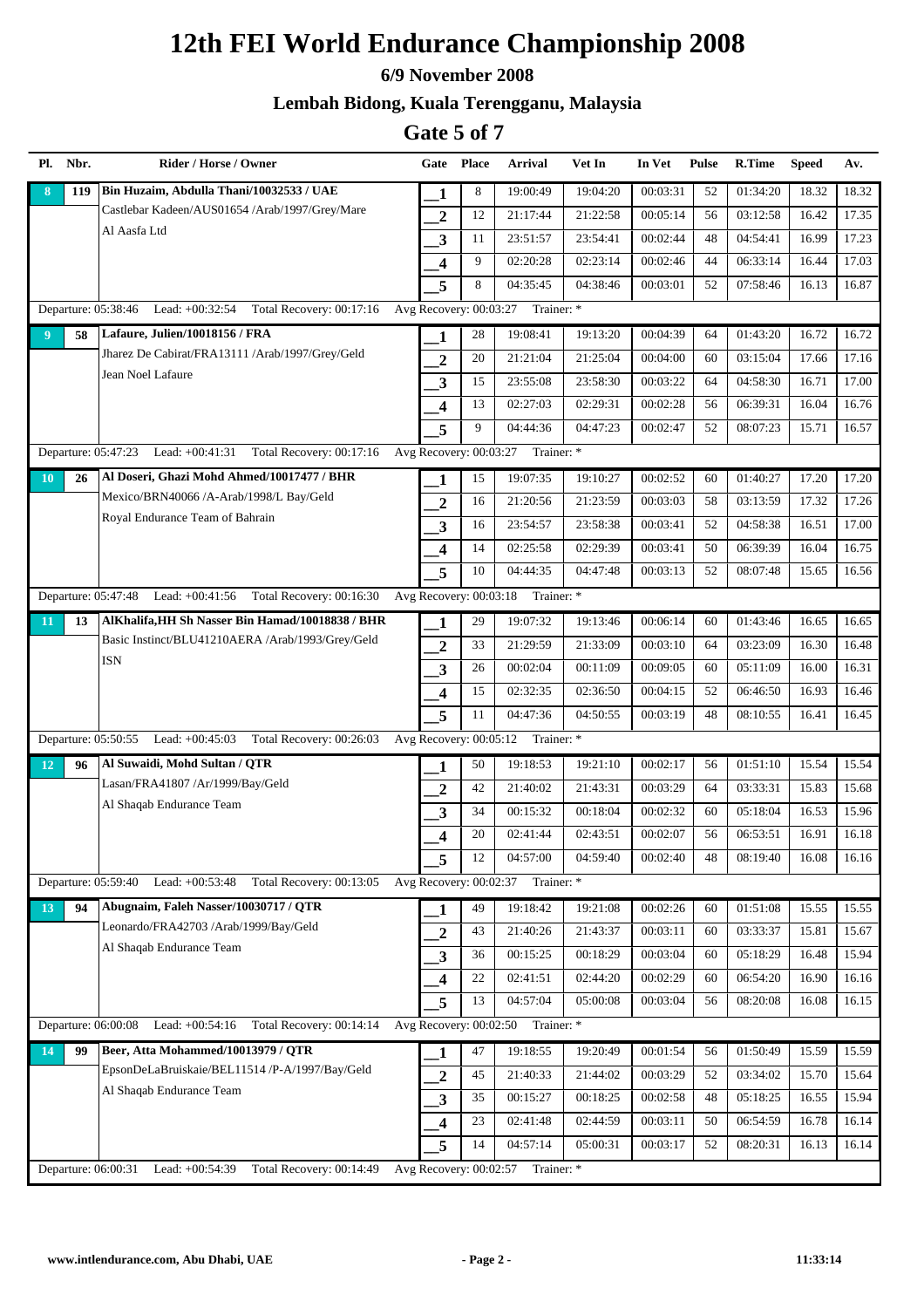# 12th FEI World Endurance Championship 2008

### 6/9 November 2008

### Lembah Bidong, Kuala Terengganu, Malaysia

## Gate 5 of 7

| Pl. | Nbr. | Rider / Horse / Owner | Gate | Place | Arrival | Vet In | In Vet | Pulse | R.Time | Speed | Av. |
|---|---|---|---|---|---|---|---|---|---|---|---|
| 8 | 119 | **Bin Huzaim, Abdulla Thani/10032533 / UAE** | 1 | 8 | 19:00:49 | 19:04:20 | 00:03:31 | 52 | 01:34:20 | 18.32 | 18.32 |
| | | Castlebar Kadeen/AUS01654 /Arab/1997/Grey/Mare | 2 | 12 | 21:17:44 | 21:22:58 | 00:05:14 | 56 | 03:12:58 | 16.42 | 17.35 |
| | | Al Aasfa Ltd | 3 | 11 | 23:51:57 | 23:54:41 | 00:02:44 | 48 | 04:54:41 | 16.99 | 17.23 |
| | | | 4 | 9 | 02:20:28 | 02:23:14 | 00:02:46 | 44 | 06:33:14 | 16.44 | 17.03 |
| | | | 5 | 8 | 04:35:45 | 04:38:46 | 00:03:01 | 52 | 07:58:46 | 16.13 | 16.87 |
| | | Departure: 05:38:46 Lead: +00:32:54 Total Recovery: 00:17:16 | Avg Recovery: 00:03:27 | | Trainer: * | | | | | | |
| 9 | 58 | **Lafaure, Julien/10018156 / FRA** | 1 | 28 | 19:08:41 | 19:13:20 | 00:04:39 | 64 | 01:43:20 | 16.72 | 16.72 |
| | | Jharez De Cabirat/FRA13111 /Arab/1997/Grey/Geld | 2 | 20 | 21:21:04 | 21:25:04 | 00:04:00 | 60 | 03:15:04 | 17.66 | 17.16 |
| | | Jean Noel Lafaure | 3 | 15 | 23:55:08 | 23:58:30 | 00:03:22 | 64 | 04:58:30 | 16.71 | 17.00 |
| | | | 4 | 13 | 02:27:03 | 02:29:31 | 00:02:28 | 56 | 06:39:31 | 16.04 | 16.76 |
| | | | 5 | 9 | 04:44:36 | 04:47:23 | 00:02:47 | 52 | 08:07:23 | 15.71 | 16.57 |
| | | Departure: 05:47:23 Lead: +00:41:31 Total Recovery: 00:17:16 | Avg Recovery: 00:03:27 | | Trainer: * | | | | | | |
| 10 | 26 | **Al Doseri, Ghazi Mohd Ahmed/10017477 / BHR** | 1 | 15 | 19:07:35 | 19:10:27 | 00:02:52 | 60 | 01:40:27 | 17.20 | 17.20 |
| | | Mexico/BRN40066 /A-Arab/1998/L Bay/Geld | 2 | 16 | 21:20:56 | 21:23:59 | 00:03:03 | 58 | 03:13:59 | 17.32 | 17.26 |
| | | Royal Endurance Team of Bahrain | 3 | 16 | 23:54:57 | 23:58:38 | 00:03:41 | 52 | 04:58:38 | 16.51 | 17.00 |
| | | | 4 | 14 | 02:25:58 | 02:29:39 | 00:03:41 | 50 | 06:39:39 | 16.04 | 16.75 |
| | | | 5 | 10 | 04:44:35 | 04:47:48 | 00:03:13 | 52 | 08:07:48 | 15.65 | 16.56 |
| | | Departure: 05:47:48 Lead: +00:41:56 Total Recovery: 00:16:30 | Avg Recovery: 00:03:18 | | Trainer: * | | | | | | |
| 11 | 13 | **AlKhalifa,HH Sh Nasser Bin Hamad/10018838 / BHR** | 1 | 29 | 19:07:32 | 19:13:46 | 00:06:14 | 60 | 01:43:46 | 16.65 | 16.65 |
| | | Basic Instinct/BLU41210AERA /Arab/1993/Grey/Geld | 2 | 33 | 21:29:59 | 21:33:09 | 00:03:10 | 64 | 03:23:09 | 16.30 | 16.48 |
| | | ISN | 3 | 26 | 00:02:04 | 00:11:09 | 00:09:05 | 60 | 05:11:09 | 16.00 | 16.31 |
| | | | 4 | 15 | 02:32:35 | 02:36:50 | 00:04:15 | 52 | 06:46:50 | 16.93 | 16.46 |
| | | | 5 | 11 | 04:47:36 | 04:50:55 | 00:03:19 | 48 | 08:10:55 | 16.41 | 16.45 |
| | | Departure: 05:50:55 Lead: +00:45:03 Total Recovery: 00:26:03 | Avg Recovery: 00:05:12 | | Trainer: * | | | | | | |
| 12 | 96 | **Al Suwaidi, Mohd Sultan / QTR** | 1 | 50 | 19:18:53 | 19:21:10 | 00:02:17 | 56 | 01:51:10 | 15.54 | 15.54 |
| | | Lasan/FRA41807 /Ar/1999/Bay/Geld | 2 | 42 | 21:40:02 | 21:43:31 | 00:03:29 | 64 | 03:33:31 | 15.83 | 15.68 |
| | | Al Shaqab Endurance Team | 3 | 34 | 00:15:32 | 00:18:04 | 00:02:32 | 60 | 05:18:04 | 16.53 | 15.96 |
| | | | 4 | 20 | 02:41:44 | 02:43:51 | 00:02:07 | 56 | 06:53:51 | 16.91 | 16.18 |
| | | | 5 | 12 | 04:57:00 | 04:59:40 | 00:02:40 | 48 | 08:19:40 | 16.08 | 16.16 |
| | | Departure: 05:59:40 Lead: +00:53:48 Total Recovery: 00:13:05 | Avg Recovery: 00:02:37 | | Trainer: * | | | | | | |
| 13 | 94 | **Abugnaim, Faleh Nasser/10030717 / QTR** | 1 | 49 | 19:18:42 | 19:21:08 | 00:02:26 | 60 | 01:51:08 | 15.55 | 15.55 |
| | | Leonardo/FRA42703 /Arab/1999/Bay/Geld | 2 | 43 | 21:40:26 | 21:43:37 | 00:03:11 | 60 | 03:33:37 | 15.81 | 15.67 |
| | | Al Shaqab Endurance Team | 3 | 36 | 00:15:25 | 00:18:29 | 00:03:04 | 60 | 05:18:29 | 16.48 | 15.94 |
| | | | 4 | 22 | 02:41:51 | 02:44:20 | 00:02:29 | 60 | 06:54:20 | 16.90 | 16.16 |
| | | | 5 | 13 | 04:57:04 | 05:00:08 | 00:03:04 | 56 | 08:20:08 | 16.08 | 16.15 |
| | | Departure: 06:00:08 Lead: +00:54:16 Total Recovery: 00:14:14 | Avg Recovery: 00:02:50 | | Trainer: * | | | | | | |
| 14 | 99 | **Beer, Atta Mohammed/10013979 / QTR** | 1 | 47 | 19:18:55 | 19:20:49 | 00:01:54 | 56 | 01:50:49 | 15.59 | 15.59 |
| | | EpsonDeLaBruiskaie/BEL11514 /P-A/1997/Bay/Geld | 2 | 45 | 21:40:33 | 21:44:02 | 00:03:29 | 52 | 03:34:02 | 15.70 | 15.64 |
| | | Al Shaqab Endurance Team | 3 | 35 | 00:15:27 | 00:18:25 | 00:02:58 | 48 | 05:18:25 | 16.55 | 15.94 |
| | | | 4 | 23 | 02:41:48 | 02:44:59 | 00:03:11 | 50 | 06:54:59 | 16.78 | 16.14 |
| | | | 5 | 14 | 04:57:14 | 05:00:31 | 00:03:17 | 52 | 08:20:31 | 16.13 | 16.14 |
| | | Departure: 06:00:31 Lead: +00:54:39 Total Recovery: 00:14:49 | Avg Recovery: 00:02:57 | | Trainer: * | | | | | | |

www.intlendurance.com, Abu Dhabi, UAE — 11:33:14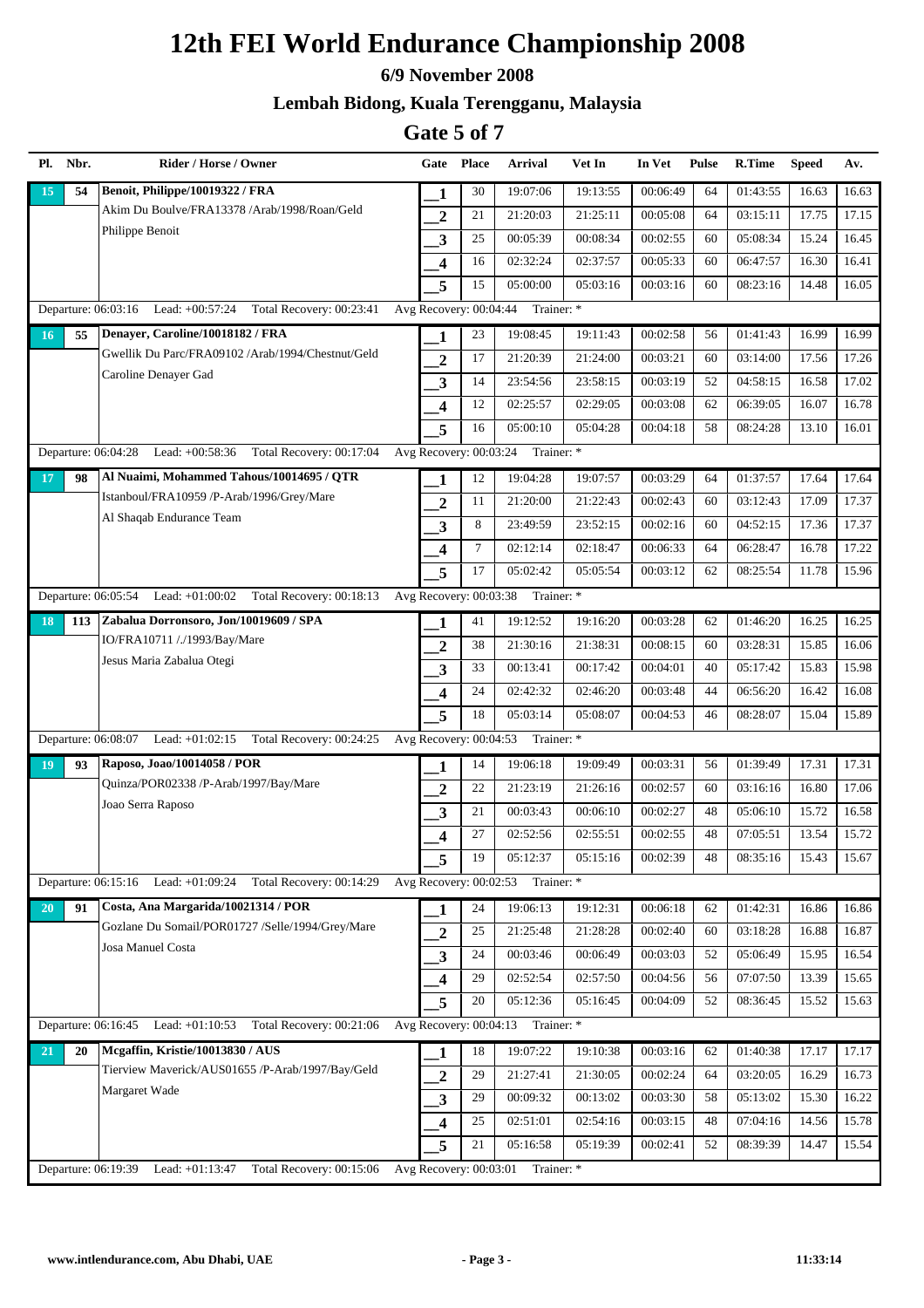# 12th FEI World Endurance Championship 2008

## 6/9 November 2008

## Lembah Bidong, Kuala Terengganu, Malaysia

## Gate 5 of 7

| Pl. | Nbr. | Rider / Horse / Owner | Gate | Place | Arrival | Vet In | In Vet | Pulse | R.Time | Speed | Av. |
|---|---|---|---|---|---|---|---|---|---|---|---|
| 15 | 54 | **Benoit, Philippe/10019322 / FRA** | 1 | 30 | 19:07:06 | 19:13:55 | 00:06:49 | 64 | 01:43:55 | 16.63 | 16.63 |
| | | Akim Du Boulve/FRA13378 /Arab/1998/Roan/Geld | 2 | 21 | 21:20:03 | 21:25:11 | 00:05:08 | 64 | 03:15:11 | 17.75 | 17.15 |
| | | Philippe Benoit | 3 | 25 | 00:05:39 | 00:08:34 | 00:02:55 | 60 | 05:08:34 | 15.24 | 16.45 |
| | | | 4 | 16 | 02:32:24 | 02:37:57 | 00:05:33 | 60 | 06:47:57 | 16.30 | 16.41 |
| | | | 5 | 15 | 05:00:00 | 05:03:16 | 00:03:16 | 60 | 08:23:16 | 14.48 | 16.05 |
| | | Departure: 06:03:16 Lead: +00:57:24 Total Recovery: 00:23:41 | Avg Recovery: 00:04:44 Trainer: * | | | | | | | | |
| 16 | 55 | **Denayer, Caroline/10018182 / FRA** | 1 | 23 | 19:08:45 | 19:11:43 | 00:02:58 | 56 | 01:41:43 | 16.99 | 16.99 |
| | | Gwellik Du Parc/FRA09102 /Arab/1994/Chestnut/Geld | 2 | 17 | 21:20:39 | 21:24:00 | 00:03:21 | 60 | 03:14:00 | 17.56 | 17.26 |
| | | Caroline Denayer Gad | 3 | 14 | 23:54:56 | 23:58:15 | 00:03:19 | 52 | 04:58:15 | 16.58 | 17.02 |
| | | | 4 | 12 | 02:25:57 | 02:29:05 | 00:03:08 | 62 | 06:39:05 | 16.07 | 16.78 |
| | | | 5 | 16 | 05:00:10 | 05:04:28 | 00:04:18 | 58 | 08:24:28 | 13.10 | 16.01 |
| | | Departure: 06:04:28 Lead: +00:58:36 Total Recovery: 00:17:04 | Avg Recovery: 00:03:24 Trainer: * | | | | | | | | |
| 17 | 98 | **Al Nuaimi, Mohammed Tahous/10014695 / QTR** | 1 | 12 | 19:04:28 | 19:07:57 | 00:03:29 | 64 | 01:37:57 | 17.64 | 17.64 |
| | | Istanboul/FRA10959 /P-Arab/1996/Grey/Mare | 2 | 11 | 21:20:00 | 21:22:43 | 00:02:43 | 60 | 03:12:43 | 17.09 | 17.37 |
| | | Al Shaqab Endurance Team | 3 | 8 | 23:49:59 | 23:52:15 | 00:02:16 | 60 | 04:52:15 | 17.36 | 17.37 |
| | | | 4 | 7 | 02:12:14 | 02:18:47 | 00:06:33 | 64 | 06:28:47 | 16.78 | 17.22 |
| | | | 5 | 17 | 05:02:42 | 05:05:54 | 00:03:12 | 62 | 08:25:54 | 11.78 | 15.96 |
| | | Departure: 06:05:54 Lead: +01:00:02 Total Recovery: 00:18:13 | Avg Recovery: 00:03:38 Trainer: * | | | | | | | | |
| 18 | 113 | **Zabalua Dorronsoro, Jon/10019609 / SPA** | 1 | 41 | 19:12:52 | 19:16:20 | 00:03:28 | 62 | 01:46:20 | 16.25 | 16.25 |
| | | IO/FRA10711 /./1993/Bay/Mare | 2 | 38 | 21:30:16 | 21:38:31 | 00:08:15 | 60 | 03:28:31 | 15.85 | 16.06 |
| | | Jesus Maria Zabalua Otegi | 3 | 33 | 00:13:41 | 00:17:42 | 00:04:01 | 40 | 05:17:42 | 15.83 | 15.98 |
| | | | 4 | 24 | 02:42:32 | 02:46:20 | 00:03:48 | 44 | 06:56:20 | 16.42 | 16.08 |
| | | | 5 | 18 | 05:03:14 | 05:08:07 | 00:04:53 | 46 | 08:28:07 | 15.04 | 15.89 |
| | | Departure: 06:08:07 Lead: +01:02:15 Total Recovery: 00:24:25 | Avg Recovery: 00:04:53 Trainer: * | | | | | | | | |
| 19 | 93 | **Raposo, Joao/10014058 / POR** | 1 | 14 | 19:06:18 | 19:09:49 | 00:03:31 | 56 | 01:39:49 | 17.31 | 17.31 |
| | | Quinza/POR02338 /P-Arab/1997/Bay/Mare | 2 | 22 | 21:23:19 | 21:26:16 | 00:02:57 | 60 | 03:16:16 | 16.80 | 17.06 |
| | | Joao Serra Raposo | 3 | 21 | 00:03:43 | 00:06:10 | 00:02:27 | 48 | 05:06:10 | 15.72 | 16.58 |
| | | | 4 | 27 | 02:52:56 | 02:55:51 | 00:02:55 | 48 | 07:05:51 | 13.54 | 15.72 |
| | | | 5 | 19 | 05:12:37 | 05:15:16 | 00:02:39 | 48 | 08:35:16 | 15.43 | 15.67 |
| | | Departure: 06:15:16 Lead: +01:09:24 Total Recovery: 00:14:29 | Avg Recovery: 00:02:53 Trainer: * | | | | | | | | |
| 20 | 91 | **Costa, Ana Margarida/10021314 / POR** | 1 | 24 | 19:06:13 | 19:12:31 | 00:06:18 | 62 | 01:42:31 | 16.86 | 16.86 |
| | | Gozlane Du Somail/POR01727 /Selle/1994/Grey/Mare | 2 | 25 | 21:25:48 | 21:28:28 | 00:02:40 | 60 | 03:18:28 | 16.88 | 16.87 |
| | | Josa Manuel Costa | 3 | 24 | 00:03:46 | 00:06:49 | 00:03:03 | 52 | 05:06:49 | 15.95 | 16.54 |
| | | | 4 | 29 | 02:52:54 | 02:57:50 | 00:04:56 | 56 | 07:07:50 | 13.39 | 15.65 |
| | | | 5 | 20 | 05:12:36 | 05:16:45 | 00:04:09 | 52 | 08:36:45 | 15.52 | 15.63 |
| | | Departure: 06:16:45 Lead: +01:10:53 Total Recovery: 00:21:06 | Avg Recovery: 00:04:13 Trainer: * | | | | | | | | |
| 21 | 20 | **Mcgaffin, Kristie/10013830 / AUS** | 1 | 18 | 19:07:22 | 19:10:38 | 00:03:16 | 62 | 01:40:38 | 17.17 | 17.17 |
| | | Tierview Maverick/AUS01655 /P-Arab/1997/Bay/Geld | 2 | 29 | 21:27:41 | 21:30:05 | 00:02:24 | 64 | 03:20:05 | 16.29 | 16.73 |
| | | Margaret Wade | 3 | 29 | 00:09:32 | 00:13:02 | 00:03:30 | 58 | 05:13:02 | 15.30 | 16.22 |
| | | | 4 | 25 | 02:51:01 | 02:54:16 | 00:03:15 | 48 | 07:04:16 | 14.56 | 15.78 |
| | | | 5 | 21 | 05:16:58 | 05:19:39 | 00:02:41 | 52 | 08:39:39 | 14.47 | 15.54 |
| | | Departure: 06:19:39 Lead: +01:13:47 Total Recovery: 00:15:06 | Avg Recovery: 00:03:01 Trainer: * | | | | | | | | |

www.intlendurance.com, Abu Dhabi, UAE — 11:33:14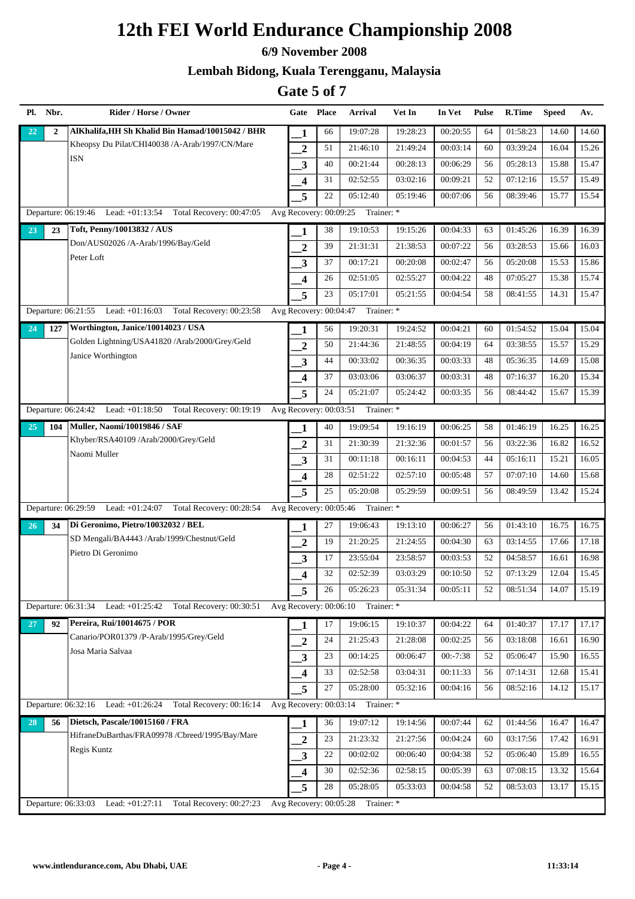# 12th FEI World Endurance Championship 2008

### 6/9 November 2008

### Lembah Bidong, Kuala Terengganu, Malaysia

## Gate 5 of 7

| Pl. | Nbr. | Rider / Horse / Owner | Gate | Place | Arrival | Vet In | In Vet | Pulse | R.Time | Speed | Av. |
|---|---|---|---|---|---|---|---|---|---|---|---|
| 22 | 2 | **AlKhalifa,HH Sh Khalid Bin Hamad/10015042 / BHR** | 1 | 66 | 19:07:28 | 19:28:23 | 00:20:55 | 64 | 01:58:23 | 14.60 | 14.60 |
| | | Kheopsy Du Pilat/CHI40038 /A-Arab/1997/CN/Mare | 2 | 51 | 21:46:10 | 21:49:24 | 00:03:14 | 60 | 03:39:24 | 16.04 | 15.26 |
| | | ISN | 3 | 40 | 00:21:44 | 00:28:13 | 00:06:29 | 56 | 05:28:13 | 15.88 | 15.47 |
| | | | 4 | 31 | 02:52:55 | 03:02:16 | 00:09:21 | 52 | 07:12:16 | 15.57 | 15.49 |
| | | | 5 | 22 | 05:12:40 | 05:19:46 | 00:07:06 | 56 | 08:39:46 | 15.77 | 15.54 |
| | | Departure: 06:19:46 Lead: +01:13:54 Total Recovery: 00:47:05 | Avg Recovery: 00:09:25 | Trainer: * | | | | | | | |
| 23 | 23 | **Toft, Penny/10013832 / AUS** | 1 | 38 | 19:10:53 | 19:15:26 | 00:04:33 | 63 | 01:45:26 | 16.39 | 16.39 |
| | | Don/AUS02026 /A-Arab/1996/Bay/Geld | 2 | 39 | 21:31:31 | 21:38:53 | 00:07:22 | 56 | 03:28:53 | 15.66 | 16.03 |
| | | Peter Loft | 3 | 37 | 00:17:21 | 00:20:08 | 00:02:47 | 56 | 05:20:08 | 15.53 | 15.86 |
| | | | 4 | 26 | 02:51:05 | 02:55:27 | 00:04:22 | 48 | 07:05:27 | 15.38 | 15.74 |
| | | | 5 | 23 | 05:17:01 | 05:21:55 | 00:04:54 | 58 | 08:41:55 | 14.31 | 15.47 |
| | | Departure: 06:21:55 Lead: +01:16:03 Total Recovery: 00:23:58 | Avg Recovery: 00:04:47 | Trainer: * | | | | | | | |
| 24 | 127 | **Worthington, Janice/10014023 / USA** | 1 | 56 | 19:20:31 | 19:24:52 | 00:04:21 | 60 | 01:54:52 | 15.04 | 15.04 |
| | | Golden Lightning/USA41820 /Arab/2000/Grey/Geld | 2 | 50 | 21:44:36 | 21:48:55 | 00:04:19 | 64 | 03:38:55 | 15.57 | 15.29 |
| | | Janice Worthington | 3 | 44 | 00:33:02 | 00:36:35 | 00:03:33 | 48 | 05:36:35 | 14.69 | 15.08 |
| | | | 4 | 37 | 03:03:06 | 03:06:37 | 00:03:31 | 48 | 07:16:37 | 16.20 | 15.34 |
| | | | 5 | 24 | 05:21:07 | 05:24:42 | 00:03:35 | 56 | 08:44:42 | 15.67 | 15.39 |
| | | Departure: 06:24:42 Lead: +01:18:50 Total Recovery: 00:19:19 | Avg Recovery: 00:03:51 | Trainer: * | | | | | | | |
| 25 | 104 | **Muller, Naomi/10019846 / SAF** | 1 | 40 | 19:09:54 | 19:16:19 | 00:06:25 | 58 | 01:46:19 | 16.25 | 16.25 |
| | | Khyber/RSA40109 /Arab/2000/Grey/Geld | 2 | 31 | 21:30:39 | 21:32:36 | 00:01:57 | 56 | 03:22:36 | 16.82 | 16.52 |
| | | Naomi Muller | 3 | 31 | 00:11:18 | 00:16:11 | 00:04:53 | 44 | 05:16:11 | 15.21 | 16.05 |
| | | | 4 | 28 | 02:51:22 | 02:57:10 | 00:05:48 | 57 | 07:07:10 | 14.60 | 15.68 |
| | | | 5 | 25 | 05:20:08 | 05:29:59 | 00:09:51 | 56 | 08:49:59 | 13.42 | 15.24 |
| | | Departure: 06:29:59 Lead: +01:24:07 Total Recovery: 00:28:54 | Avg Recovery: 00:05:46 | Trainer: * | | | | | | | |
| 26 | 34 | **Di Geronimo, Pietro/10032032 / BEL** | 1 | 27 | 19:06:43 | 19:13:10 | 00:06:27 | 56 | 01:43:10 | 16.75 | 16.75 |
| | | SD Mengali/BA4443 /Arab/1999/Chestnut/Geld | 2 | 19 | 21:20:25 | 21:24:55 | 00:04:30 | 63 | 03:14:55 | 17.66 | 17.18 |
| | | Pietro Di Geronimo | 3 | 17 | 23:55:04 | 23:58:57 | 00:03:53 | 52 | 04:58:57 | 16.61 | 16.98 |
| | | | 4 | 32 | 02:52:39 | 03:03:29 | 00:10:50 | 52 | 07:13:29 | 12.04 | 15.45 |
| | | | 5 | 26 | 05:26:23 | 05:31:34 | 00:05:11 | 52 | 08:51:34 | 14.07 | 15.19 |
| | | Departure: 06:31:34 Lead: +01:25:42 Total Recovery: 00:30:51 | Avg Recovery: 00:06:10 | Trainer: * | | | | | | | |
| 27 | 92 | **Pereira, Rui/10014675 / POR** | 1 | 17 | 19:06:15 | 19:10:37 | 00:04:22 | 64 | 01:40:37 | 17.17 | 17.17 |
| | | Canario/POR01379 /P-Arab/1995/Grey/Geld | 2 | 24 | 21:25:43 | 21:28:08 | 00:02:25 | 56 | 03:18:08 | 16.61 | 16.90 |
| | | Josa Maria Salvaa | 3 | 23 | 00:14:25 | 00:06:47 | 00:-7:38 | 52 | 05:06:47 | 15.90 | 16.55 |
| | | | 4 | 33 | 02:52:58 | 03:04:31 | 00:11:33 | 56 | 07:14:31 | 12.68 | 15.41 |
| | | | 5 | 27 | 05:28:00 | 05:32:16 | 00:04:16 | 56 | 08:52:16 | 14.12 | 15.17 |
| | | Departure: 06:32:16 Lead: +01:26:24 Total Recovery: 00:16:14 | Avg Recovery: 00:03:14 | Trainer: * | | | | | | | |
| 28 | 56 | **Dietsch, Pascale/10015160 / FRA** | 1 | 36 | 19:07:12 | 19:14:56 | 00:07:44 | 62 | 01:44:56 | 16.47 | 16.47 |
| | | HifraneDuBarthas/FRA09978 /Cbreed/1995/Bay/Mare | 2 | 23 | 21:23:32 | 21:27:56 | 00:04:24 | 60 | 03:17:56 | 17.42 | 16.91 |
| | | Regis Kuntz | 3 | 22 | 00:02:02 | 00:06:40 | 00:04:38 | 52 | 05:06:40 | 15.89 | 16.55 |
| | | | 4 | 30 | 02:52:36 | 02:58:15 | 00:05:39 | 63 | 07:08:15 | 13.32 | 15.64 |
| | | | 5 | 28 | 05:28:05 | 05:33:03 | 00:04:58 | 52 | 08:53:03 | 13.17 | 15.15 |
| | | Departure: 06:33:03 Lead: +01:27:11 Total Recovery: 00:27:23 | Avg Recovery: 00:05:28 | Trainer: * | | | | | | | |

www.intlendurance.com, Abu Dhabi, UAE — 11:33:14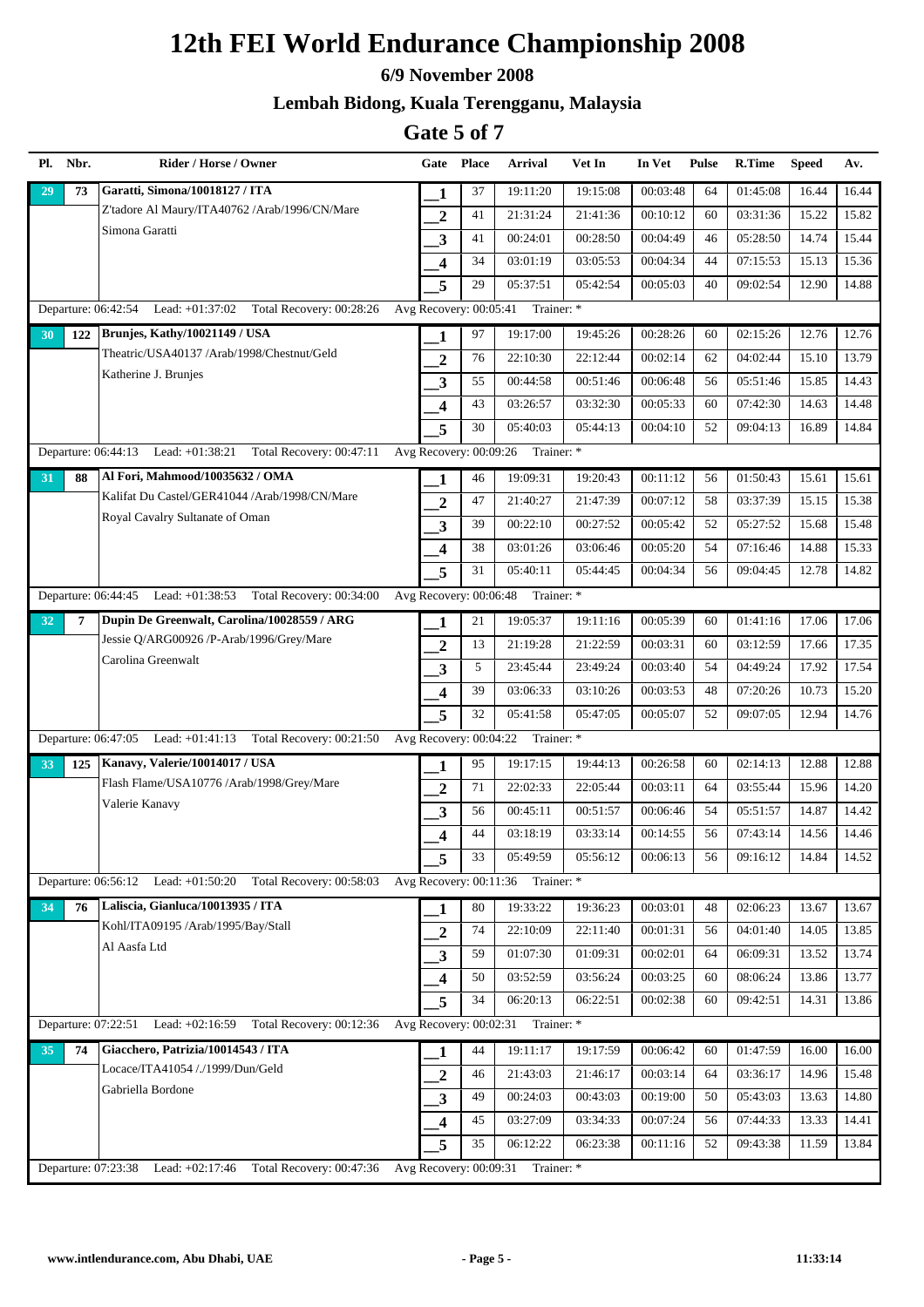# 12th FEI World Endurance Championship 2008

### 6/9 November 2008

### Lembah Bidong, Kuala Terengganu, Malaysia

## Gate 5 of 7

| Pl. | Nbr. | Rider / Horse / Owner | Gate | Place | Arrival | Vet In | In Vet | Pulse | R.Time | Speed | Av. |
|---|---|---|---|---|---|---|---|---|---|---|---|
| 29 | 73 | Garatti, Simona/10018127 / ITA | 1 | 37 | 19:11:20 | 19:15:08 | 00:03:48 | 64 | 01:45:08 | 16.44 | 16.44 |
| | | Z'tadore Al Maury/ITA40762 /Arab/1996/CN/Mare | 2 | 41 | 21:31:24 | 21:41:36 | 00:10:12 | 60 | 03:31:36 | 15.22 | 15.82 |
| | | Simona Garatti | 3 | 41 | 00:24:01 | 00:28:50 | 00:04:49 | 46 | 05:28:50 | 14.74 | 15.44 |
| | | | 4 | 34 | 03:01:19 | 03:05:53 | 00:04:34 | 44 | 07:15:53 | 15.13 | 15.36 |
| | | | 5 | 29 | 05:37:51 | 05:42:54 | 00:05:03 | 40 | 09:02:54 | 12.90 | 14.88 |
| | | Departure: 06:42:54 Lead: +01:37:02 Total Recovery: 00:28:26 | Avg Recovery: 00:05:41 | | Trainer: * | | | | | | |
| 30 | 122 | Brunjes, Kathy/10021149 / USA | 1 | 97 | 19:17:00 | 19:45:26 | 00:28:26 | 60 | 02:15:26 | 12.76 | 12.76 |
| | | Theatric/USA40137 /Arab/1998/Chestnut/Geld | 2 | 76 | 22:10:30 | 22:12:44 | 00:02:14 | 62 | 04:02:44 | 15.10 | 13.79 |
| | | Katherine J. Brunjes | 3 | 55 | 00:44:58 | 00:51:46 | 00:06:48 | 56 | 05:51:46 | 15.85 | 14.43 |
| | | | 4 | 43 | 03:26:57 | 03:32:30 | 00:05:33 | 60 | 07:42:30 | 14.63 | 14.48 |
| | | | 5 | 30 | 05:40:03 | 05:44:13 | 00:04:10 | 52 | 09:04:13 | 16.89 | 14.84 |
| | | Departure: 06:44:13 Lead: +01:38:21 Total Recovery: 00:47:11 | Avg Recovery: 00:09:26 | | Trainer: * | | | | | | |
| 31 | 88 | Al Fori, Mahmood/10035632 / OMA | 1 | 46 | 19:09:31 | 19:20:43 | 00:11:12 | 56 | 01:50:43 | 15.61 | 15.61 |
| | | Kalifat Du Castel/GER41044 /Arab/1998/CN/Mare | 2 | 47 | 21:40:27 | 21:47:39 | 00:07:12 | 58 | 03:37:39 | 15.15 | 15.38 |
| | | Royal Cavalry Sultanate of Oman | 3 | 39 | 00:22:10 | 00:27:52 | 00:05:42 | 52 | 05:27:52 | 15.68 | 15.48 |
| | | | 4 | 38 | 03:01:26 | 03:06:46 | 00:05:20 | 54 | 07:16:46 | 14.88 | 15.33 |
| | | | 5 | 31 | 05:40:11 | 05:44:45 | 00:04:34 | 56 | 09:04:45 | 12.78 | 14.82 |
| | | Departure: 06:44:45 Lead: +01:38:53 Total Recovery: 00:34:00 | Avg Recovery: 00:06:48 | | Trainer: * | | | | | | |
| 32 | 7 | Dupin De Greenwalt, Carolina/10028559 / ARG | 1 | 21 | 19:05:37 | 19:11:16 | 00:05:39 | 60 | 01:41:16 | 17.06 | 17.06 |
| | | Jessie Q/ARG00926 /P-Arab/1996/Grey/Mare | 2 | 13 | 21:19:28 | 21:22:59 | 00:03:31 | 60 | 03:12:59 | 17.66 | 17.35 |
| | | Carolina Greenwalt | 3 | 5 | 23:45:44 | 23:49:24 | 00:03:40 | 54 | 04:49:24 | 17.92 | 17.54 |
| | | | 4 | 39 | 03:06:33 | 03:10:26 | 00:03:53 | 48 | 07:20:26 | 10.73 | 15.20 |
| | | | 5 | 32 | 05:41:58 | 05:47:05 | 00:05:07 | 52 | 09:07:05 | 12.94 | 14.76 |
| | | Departure: 06:47:05 Lead: +01:41:13 Total Recovery: 00:21:50 | Avg Recovery: 00:04:22 | | Trainer: * | | | | | | |
| 33 | 125 | Kanavy, Valerie/10014017 / USA | 1 | 95 | 19:17:15 | 19:44:13 | 00:26:58 | 60 | 02:14:13 | 12.88 | 12.88 |
| | | Flash Flame/USA10776 /Arab/1998/Grey/Mare | 2 | 71 | 22:02:33 | 22:05:44 | 00:03:11 | 64 | 03:55:44 | 15.96 | 14.20 |
| | | Valerie Kanavy | 3 | 56 | 00:45:11 | 00:51:57 | 00:06:46 | 54 | 05:51:57 | 14.87 | 14.42 |
| | | | 4 | 44 | 03:18:19 | 03:33:14 | 00:14:55 | 56 | 07:43:14 | 14.56 | 14.46 |
| | | | 5 | 33 | 05:49:59 | 05:56:12 | 00:06:13 | 56 | 09:16:12 | 14.84 | 14.52 |
| | | Departure: 06:56:12 Lead: +01:50:20 Total Recovery: 00:58:03 | Avg Recovery: 00:11:36 | | Trainer: * | | | | | | |
| 34 | 76 | Laliscia, Gianluca/10013935 / ITA | 1 | 80 | 19:33:22 | 19:36:23 | 00:03:01 | 48 | 02:06:23 | 13.67 | 13.67 |
| | | Kohl/ITA09195 /Arab/1995/Bay/Stall | 2 | 74 | 22:10:09 | 22:11:40 | 00:01:31 | 56 | 04:01:40 | 14.05 | 13.85 |
| | | Al Aasfa Ltd | 3 | 59 | 01:07:30 | 01:09:31 | 00:02:01 | 64 | 06:09:31 | 13.52 | 13.74 |
| | | | 4 | 50 | 03:52:59 | 03:56:24 | 00:03:25 | 60 | 08:06:24 | 13.86 | 13.77 |
| | | | 5 | 34 | 06:20:13 | 06:22:51 | 00:02:38 | 60 | 09:42:51 | 14.31 | 13.86 |
| | | Departure: 07:22:51 Lead: +02:16:59 Total Recovery: 00:12:36 | Avg Recovery: 00:02:31 | | Trainer: * | | | | | | |
| 35 | 74 | Giacchero, Patrizia/10014543 / ITA | 1 | 44 | 19:11:17 | 19:17:59 | 00:06:42 | 60 | 01:47:59 | 16.00 | 16.00 |
| | | Locace/ITA41054 /./1999/Dun/Geld | 2 | 46 | 21:43:03 | 21:46:17 | 00:03:14 | 64 | 03:36:17 | 14.96 | 15.48 |
| | | Gabriella Bordone | 3 | 49 | 00:24:03 | 00:43:03 | 00:19:00 | 50 | 05:43:03 | 13.63 | 14.80 |
| | | | 4 | 45 | 03:27:09 | 03:34:33 | 00:07:24 | 56 | 07:44:33 | 13.33 | 14.41 |
| | | | 5 | 35 | 06:12:22 | 06:23:38 | 00:11:16 | 52 | 09:43:38 | 11.59 | 13.84 |
| | | Departure: 07:23:38 Lead: +02:17:46 Total Recovery: 00:47:36 | Avg Recovery: 00:09:31 | | Trainer: * | | | | | | |

www.intlendurance.com, Abu Dhabi, UAE — 11:33:14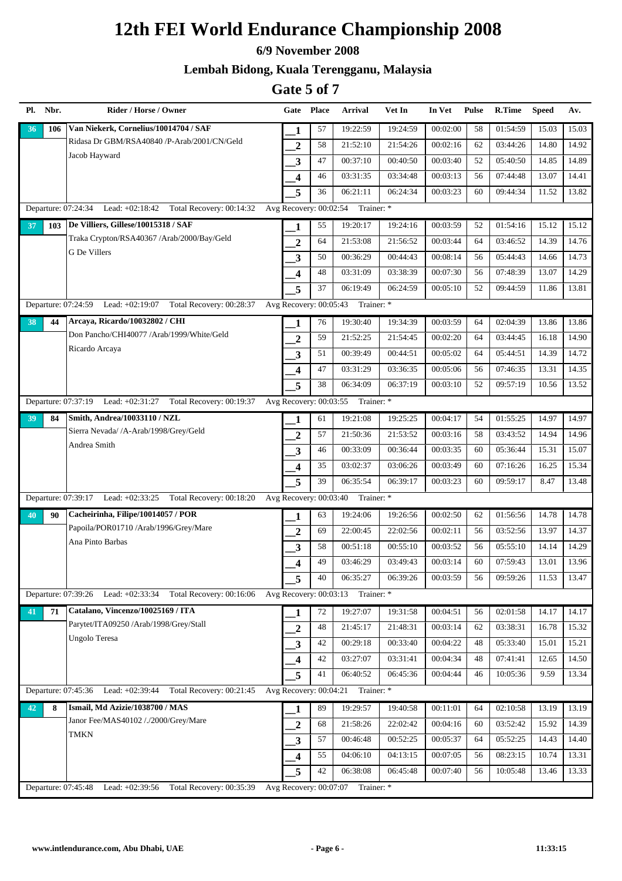# 12th FEI World Endurance Championship 2008

## 6/9 November 2008

## Lembah Bidong, Kuala Terengganu, Malaysia

## Gate 5 of 7

| Pl. | Nbr. | Rider / Horse / Owner | Gate | Place | Arrival | Vet In | In Vet | Pulse | R.Time | Speed | Av. |
|---|---|---|---|---|---|---|---|---|---|---|---|
| 36 | 106 | **Van Niekerk, Cornelius/10014704 / SAF** | 1 | 57 | 19:22:59 | 19:24:59 | 00:02:00 | 58 | 01:54:59 | 15.03 | 15.03 |
| | | Ridasa Dr GBM/RSA40840 /P-Arab/2001/CN/Geld | 2 | 58 | 21:52:10 | 21:54:26 | 00:02:16 | 62 | 03:44:26 | 14.80 | 14.92 |
| | | Jacob Hayward | 3 | 47 | 00:37:10 | 00:40:50 | 00:03:40 | 52 | 05:40:50 | 14.85 | 14.89 |
| | | | 4 | 46 | 03:31:35 | 03:34:48 | 00:03:13 | 56 | 07:44:48 | 13.07 | 14.41 |
| | | | 5 | 36 | 06:21:11 | 06:24:34 | 00:03:23 | 60 | 09:44:34 | 11.52 | 13.82 |
| | | Departure: 07:24:34 Lead: +02:18:42 Total Recovery: 00:14:32 | Avg Recovery: 00:02:54 | Trainer: * | | | | | | | |
| 37 | 103 | **De Villiers, Gillese/10015318 / SAF** | 1 | 55 | 19:20:17 | 19:24:16 | 00:03:59 | 52 | 01:54:16 | 15.12 | 15.12 |
| | | Traka Crypton/RSA40367 /Arab/2000/Bay/Geld | 2 | 64 | 21:53:08 | 21:56:52 | 00:03:44 | 64 | 03:46:52 | 14.39 | 14.76 |
| | | G De Villers | 3 | 50 | 00:36:29 | 00:44:43 | 00:08:14 | 56 | 05:44:43 | 14.66 | 14.73 |
| | | | 4 | 48 | 03:31:09 | 03:38:39 | 00:07:30 | 56 | 07:48:39 | 13.07 | 14.29 |
| | | | 5 | 37 | 06:19:49 | 06:24:59 | 00:05:10 | 52 | 09:44:59 | 11.86 | 13.81 |
| | | Departure: 07:24:59 Lead: +02:19:07 Total Recovery: 00:28:37 | Avg Recovery: 00:05:43 | Trainer: * | | | | | | | |
| 38 | 44 | **Arcaya, Ricardo/10032802 / CHI** | 1 | 76 | 19:30:40 | 19:34:39 | 00:03:59 | 64 | 02:04:39 | 13.86 | 13.86 |
| | | Don Pancho/CHI40077 /Arab/1999/White/Geld | 2 | 59 | 21:52:25 | 21:54:45 | 00:02:20 | 64 | 03:44:45 | 16.18 | 14.90 |
| | | Ricardo Arcaya | 3 | 51 | 00:39:49 | 00:44:51 | 00:05:02 | 64 | 05:44:51 | 14.39 | 14.72 |
| | | | 4 | 47 | 03:31:29 | 03:36:35 | 00:05:06 | 56 | 07:46:35 | 13.31 | 14.35 |
| | | | 5 | 38 | 06:34:09 | 06:37:19 | 00:03:10 | 52 | 09:57:19 | 10.56 | 13.52 |
| | | Departure: 07:37:19 Lead: +02:31:27 Total Recovery: 00:19:37 | Avg Recovery: 00:03:55 | Trainer: * | | | | | | | |
| 39 | 84 | **Smith, Andrea/10033110 / NZL** | 1 | 61 | 19:21:08 | 19:25:25 | 00:04:17 | 54 | 01:55:25 | 14.97 | 14.97 |
| | | Sierra Nevada/ /A-Arab/1998/Grey/Geld | 2 | 57 | 21:50:36 | 21:53:52 | 00:03:16 | 58 | 03:43:52 | 14.94 | 14.96 |
| | | Andrea Smith | 3 | 46 | 00:33:09 | 00:36:44 | 00:03:35 | 60 | 05:36:44 | 15.31 | 15.07 |
| | | | 4 | 35 | 03:02:37 | 03:06:26 | 00:03:49 | 60 | 07:16:26 | 16.25 | 15.34 |
| | | | 5 | 39 | 06:35:54 | 06:39:17 | 00:03:23 | 60 | 09:59:17 | 8.47 | 13.48 |
| | | Departure: 07:39:17 Lead: +02:33:25 Total Recovery: 00:18:20 | Avg Recovery: 00:03:40 | Trainer: * | | | | | | | |
| 40 | 90 | **Cacheirinha, Filipe/10014057 / POR** | 1 | 63 | 19:24:06 | 19:26:56 | 00:02:50 | 62 | 01:56:56 | 14.78 | 14.78 |
| | | Papoila/POR01710 /Arab/1996/Grey/Mare | 2 | 69 | 22:00:45 | 22:02:56 | 00:02:11 | 56 | 03:52:56 | 13.97 | 14.37 |
| | | Ana Pinto Barbas | 3 | 58 | 00:51:18 | 00:55:10 | 00:03:52 | 56 | 05:55:10 | 14.14 | 14.29 |
| | | | 4 | 49 | 03:46:29 | 03:49:43 | 00:03:14 | 60 | 07:59:43 | 13.01 | 13.96 |
| | | | 5 | 40 | 06:35:27 | 06:39:26 | 00:03:59 | 56 | 09:59:26 | 11.53 | 13.47 |
| | | Departure: 07:39:26 Lead: +02:33:34 Total Recovery: 00:16:06 | Avg Recovery: 00:03:13 | Trainer: * | | | | | | | |
| 41 | 71 | **Catalano, Vincenzo/10025169 / ITA** | 1 | 72 | 19:27:07 | 19:31:58 | 00:04:51 | 56 | 02:01:58 | 14.17 | 14.17 |
| | | Parytet/ITA09250 /Arab/1998/Grey/Stall | 2 | 48 | 21:45:17 | 21:48:31 | 00:03:14 | 62 | 03:38:31 | 16.78 | 15.32 |
| | | Ungolo Teresa | 3 | 42 | 00:29:18 | 00:33:40 | 00:04:22 | 48 | 05:33:40 | 15.01 | 15.21 |
| | | | 4 | 42 | 03:27:07 | 03:31:41 | 00:04:34 | 48 | 07:41:41 | 12.65 | 14.50 |
| | | | 5 | 41 | 06:40:52 | 06:45:36 | 00:04:44 | 46 | 10:05:36 | 9.59 | 13.34 |
| | | Departure: 07:45:36 Lead: +02:39:44 Total Recovery: 00:21:45 | Avg Recovery: 00:04:21 | Trainer: * | | | | | | | |
| 42 | 8 | **Ismail, Md Azizie/1038700 / MAS** | 1 | 89 | 19:29:57 | 19:40:58 | 00:11:01 | 64 | 02:10:58 | 13.19 | 13.19 |
| | | Janor Fee/MAS40102 /./2000/Grey/Mare | 2 | 68 | 21:58:26 | 22:02:42 | 00:04:16 | 60 | 03:52:42 | 15.92 | 14.39 |
| | | TMKN | 3 | 57 | 00:46:48 | 00:52:25 | 00:05:37 | 64 | 05:52:25 | 14.43 | 14.40 |
| | | | 4 | 55 | 04:06:10 | 04:13:15 | 00:07:05 | 56 | 08:23:15 | 10.74 | 13.31 |
| | | | 5 | 42 | 06:38:08 | 06:45:48 | 00:07:40 | 56 | 10:05:48 | 13.46 | 13.33 |
| | | Departure: 07:45:48 Lead: +02:39:56 Total Recovery: 00:35:39 | Avg Recovery: 00:07:07 | Trainer: * | | | | | | | |

www.intlendurance.com, Abu Dhabi, UAE — 11:33:15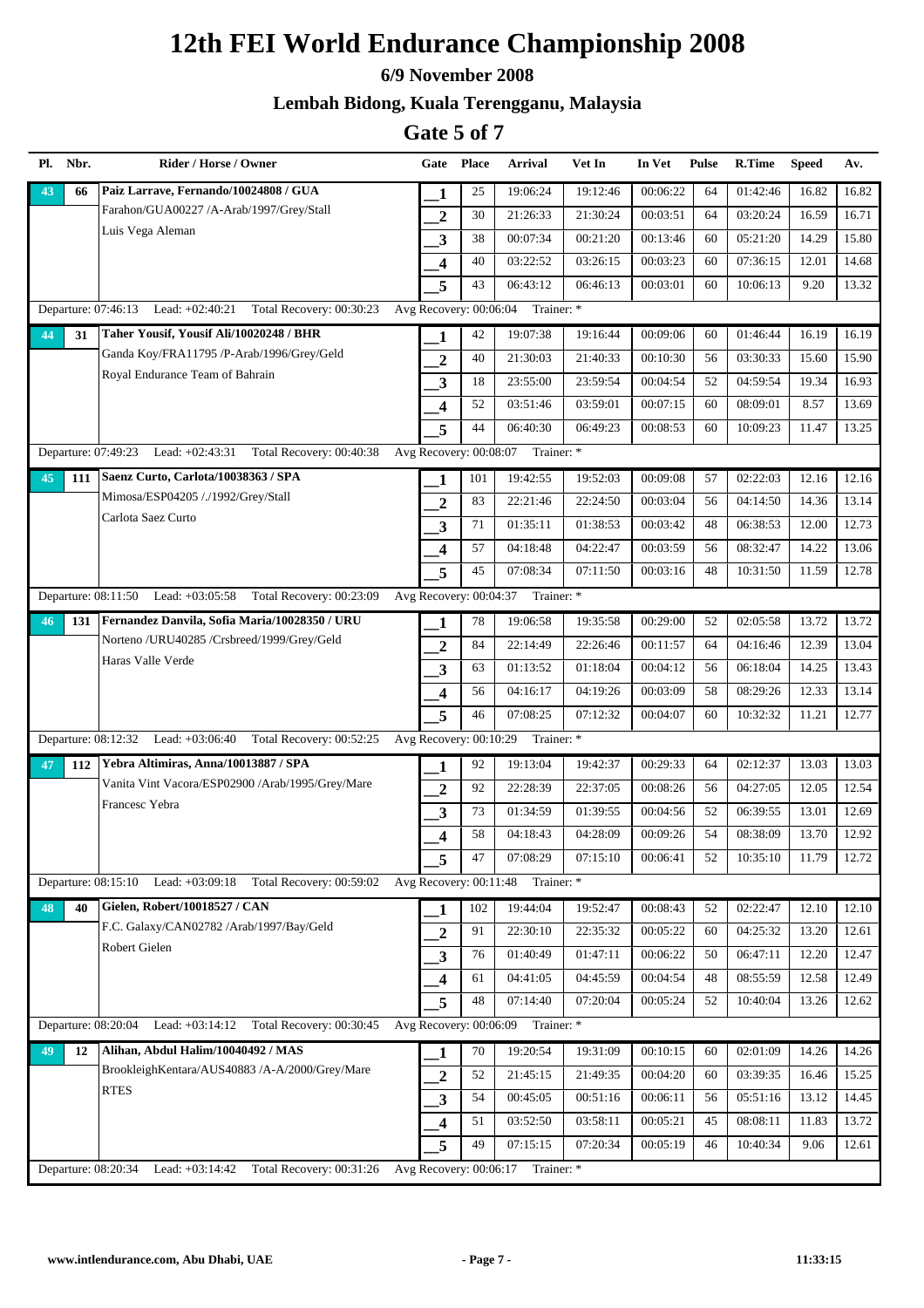# 12th FEI World Endurance Championship 2008

### 6/9 November 2008

### Lembah Bidong, Kuala Terengganu, Malaysia

## Gate 5 of 7

| Pl. | Nbr. | Rider / Horse / Owner | Gate | Place | Arrival | Vet In | In Vet | Pulse | R.Time | Speed | Av. |
|---|---|---|---|---|---|---|---|---|---|---|---|
| 43 | 66 | **Paiz Larrave, Fernando/10024808 / GUA** | 1 | 25 | 19:06:24 | 19:12:46 | 00:06:22 | 64 | 01:42:46 | 16.82 | 16.82 |
| | | Farahon/GUA00227 /A-Arab/1997/Grey/Stall | 2 | 30 | 21:26:33 | 21:30:24 | 00:03:51 | 64 | 03:20:24 | 16.59 | 16.71 |
| | | Luis Vega Aleman | 3 | 38 | 00:07:34 | 00:21:20 | 00:13:46 | 60 | 05:21:20 | 14.29 | 15.80 |
| | | | 4 | 40 | 03:22:52 | 03:26:15 | 00:03:23 | 60 | 07:36:15 | 12.01 | 14.68 |
| | | | 5 | 43 | 06:43:12 | 06:46:13 | 00:03:01 | 60 | 10:06:13 | 9.20 | 13.32 |
| | | Departure: 07:46:13 Lead: +02:40:21 Total Recovery: 00:30:23 | Avg Recovery: 00:06:04 | Trainer: * | | | | | | | |
| 44 | 31 | **Taher Yousif, Yousif Ali/10020248 / BHR** | 1 | 42 | 19:07:38 | 19:16:44 | 00:09:06 | 60 | 01:46:44 | 16.19 | 16.19 |
| | | Ganda Koy/FRA11795 /P-Arab/1996/Grey/Geld | 2 | 40 | 21:30:03 | 21:40:33 | 00:10:30 | 56 | 03:30:33 | 15.60 | 15.90 |
| | | Royal Endurance Team of Bahrain | 3 | 18 | 23:55:00 | 23:59:54 | 00:04:54 | 52 | 04:59:54 | 19.34 | 16.93 |
| | | | 4 | 52 | 03:51:46 | 03:59:01 | 00:07:15 | 60 | 08:09:01 | 8.57 | 13.69 |
| | | | 5 | 44 | 06:40:30 | 06:49:23 | 00:08:53 | 60 | 10:09:23 | 11.47 | 13.25 |
| | | Departure: 07:49:23 Lead: +02:43:31 Total Recovery: 00:40:38 | Avg Recovery: 00:08:07 | Trainer: * | | | | | | | |
| 45 | 111 | **Saenz Curto, Carlota/10038363 / SPA** | 1 | 101 | 19:42:55 | 19:52:03 | 00:09:08 | 57 | 02:22:03 | 12.16 | 12.16 |
| | | Mimosa/ESP04205 /./1992/Grey/Stall | 2 | 83 | 22:21:46 | 22:24:50 | 00:03:04 | 56 | 04:14:50 | 14.36 | 13.14 |
| | | Carlota Saez Curto | 3 | 71 | 01:35:11 | 01:38:53 | 00:03:42 | 48 | 06:38:53 | 12.00 | 12.73 |
| | | | 4 | 57 | 04:18:48 | 04:22:47 | 00:03:59 | 56 | 08:32:47 | 14.22 | 13.06 |
| | | | 5 | 45 | 07:08:34 | 07:11:50 | 00:03:16 | 48 | 10:31:50 | 11.59 | 12.78 |
| | | Departure: 08:11:50 Lead: +03:05:58 Total Recovery: 00:23:09 | Avg Recovery: 00:04:37 | Trainer: * | | | | | | | |
| 46 | 131 | **Fernandez Danvila, Sofia Maria/10028350 / URU** | 1 | 78 | 19:06:58 | 19:35:58 | 00:29:00 | 52 | 02:05:58 | 13.72 | 13.72 |
| | | Norteno /URU40285 /Crsbreed/1999/Grey/Geld | 2 | 84 | 22:14:49 | 22:26:46 | 00:11:57 | 64 | 04:16:46 | 12.39 | 13.04 |
| | | Haras Valle Verde | 3 | 63 | 01:13:52 | 01:18:04 | 00:04:12 | 56 | 06:18:04 | 14.25 | 13.43 |
| | | | 4 | 56 | 04:16:17 | 04:19:26 | 00:03:09 | 58 | 08:29:26 | 12.33 | 13.14 |
| | | | 5 | 46 | 07:08:25 | 07:12:32 | 00:04:07 | 60 | 10:32:32 | 11.21 | 12.77 |
| | | Departure: 08:12:32 Lead: +03:06:40 Total Recovery: 00:52:25 | Avg Recovery: 00:10:29 | Trainer: * | | | | | | | |
| 47 | 112 | **Yebra Altimiras, Anna/10013887 / SPA** | 1 | 92 | 19:13:04 | 19:42:37 | 00:29:33 | 64 | 02:12:37 | 13.03 | 13.03 |
| | | Vanita Vint Vacora/ESP02900 /Arab/1995/Grey/Mare | 2 | 92 | 22:28:39 | 22:37:05 | 00:08:26 | 56 | 04:27:05 | 12.05 | 12.54 |
| | | Francesc Yebra | 3 | 73 | 01:34:59 | 01:39:55 | 00:04:56 | 52 | 06:39:55 | 13.01 | 12.69 |
| | | | 4 | 58 | 04:18:43 | 04:28:09 | 00:09:26 | 54 | 08:38:09 | 13.70 | 12.92 |
| | | | 5 | 47 | 07:08:29 | 07:15:10 | 00:06:41 | 52 | 10:35:10 | 11.79 | 12.72 |
| | | Departure: 08:15:10 Lead: +03:09:18 Total Recovery: 00:59:02 | Avg Recovery: 00:11:48 | Trainer: * | | | | | | | |
| 48 | 40 | **Gielen, Robert/10018527 / CAN** | 1 | 102 | 19:44:04 | 19:52:47 | 00:08:43 | 52 | 02:22:47 | 12.10 | 12.10 |
| | | F.C. Galaxy/CAN02782 /Arab/1997/Bay/Geld | 2 | 91 | 22:30:10 | 22:35:32 | 00:05:22 | 60 | 04:25:32 | 13.20 | 12.61 |
| | | Robert Gielen | 3 | 76 | 01:40:49 | 01:47:11 | 00:06:22 | 50 | 06:47:11 | 12.20 | 12.47 |
| | | | 4 | 61 | 04:41:05 | 04:45:59 | 00:04:54 | 48 | 08:55:59 | 12.58 | 12.49 |
| | | | 5 | 48 | 07:14:40 | 07:20:04 | 00:05:24 | 52 | 10:40:04 | 13.26 | 12.62 |
| | | Departure: 08:20:04 Lead: +03:14:12 Total Recovery: 00:30:45 | Avg Recovery: 00:06:09 | Trainer: * | | | | | | | |
| 49 | 12 | **Alihan, Abdul Halim/10040492 / MAS** | 1 | 70 | 19:20:54 | 19:31:09 | 00:10:15 | 60 | 02:01:09 | 14.26 | 14.26 |
| | | BrookleighKentara/AUS40883 /A-A/2000/Grey/Mare | 2 | 52 | 21:45:15 | 21:49:35 | 00:04:20 | 60 | 03:39:35 | 16.46 | 15.25 |
| | | RTES | 3 | 54 | 00:45:05 | 00:51:16 | 00:06:11 | 56 | 05:51:16 | 13.12 | 14.45 |
| | | | 4 | 51 | 03:52:50 | 03:58:11 | 00:05:21 | 45 | 08:08:11 | 11.83 | 13.72 |
| | | | 5 | 49 | 07:15:15 | 07:20:34 | 00:05:19 | 46 | 10:40:34 | 9.06 | 12.61 |
| | | Departure: 08:20:34 Lead: +03:14:42 Total Recovery: 00:31:26 | Avg Recovery: 00:06:17 | Trainer: * | | | | | | | |

www.intlendurance.com, Abu Dhabi, UAE — 11:33:15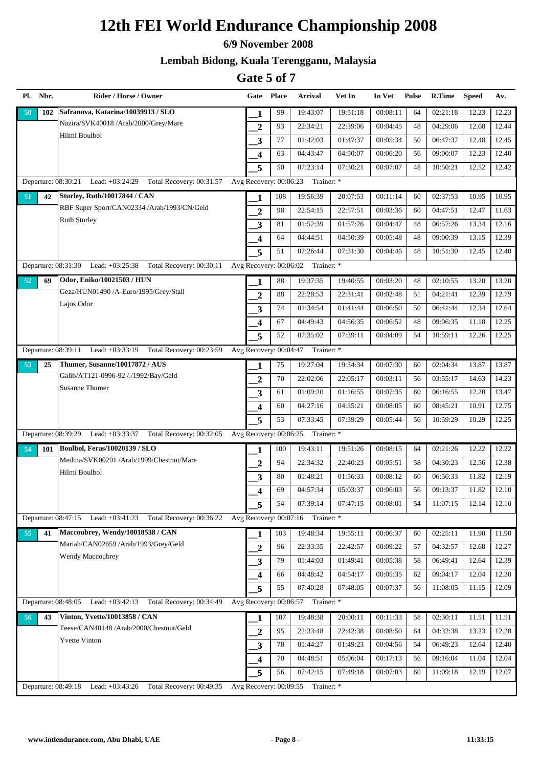# 12th FEI World Endurance Championship 2008

### 6/9 November 2008

### Lembah Bidong, Kuala Terengganu, Malaysia

## Gate 5 of 7

| Pl. | Nbr. | Rider / Horse / Owner | Gate | Place | Arrival | Vet In | In Vet | Pulse | R.Time | Speed | Av. |
|---|---|---|---|---|---|---|---|---|---|---|---|
| 50 | 102 | Safranova, Katarina/10039913 / SLO | 1 | 99 | 19:43:07 | 19:51:18 | 00:08:11 | 64 | 02:21:18 | 12.23 | 12.23 |
| | | Nazira/SVK40018 /Arab/2000/Grey/Mare | 2 | 93 | 22:34:21 | 22:39:06 | 00:04:45 | 48 | 04:29:06 | 12.68 | 12.44 |
| | | Hilmi Boulbol | 3 | 77 | 01:42:03 | 01:47:37 | 00:05:34 | 50 | 06:47:37 | 12.48 | 12.45 |
| | | | 4 | 63 | 04:43:47 | 04:50:07 | 00:06:20 | 56 | 09:00:07 | 12.23 | 12.40 |
| | | | 5 | 50 | 07:23:14 | 07:30:21 | 00:07:07 | 48 | 10:50:21 | 12.52 | 12.42 |
| Departure: 08:30:21 | | Lead: +03:24:29 Total Recovery: 00:31:57 | Avg Recovery: 00:06:23 | | Trainer: * | | | | | | |
| 51 | 42 | Sturley, Ruth/10017844 / CAN | 1 | 108 | 19:56:39 | 20:07:53 | 00:11:14 | 60 | 02:37:53 | 10.95 | 10.95 |
| | | RBF Super Sport/CAN02334 /Arab/1993/CN/Geld | 2 | 98 | 22:54:15 | 22:57:51 | 00:03:36 | 60 | 04:47:51 | 12.47 | 11.63 |
| | | Ruth Sturley | 3 | 81 | 01:52:39 | 01:57:26 | 00:04:47 | 48 | 06:57:26 | 13.34 | 12.16 |
| | | | 4 | 64 | 04:44:51 | 04:50:39 | 00:05:48 | 48 | 09:00:39 | 13.15 | 12.39 |
| | | | 5 | 51 | 07:26:44 | 07:31:30 | 00:04:46 | 48 | 10:51:30 | 12.45 | 12.40 |
| Departure: 08:31:30 | | Lead: +03:25:38 Total Recovery: 00:30:11 | Avg Recovery: 00:06:02 | | Trainer: * | | | | | | |
| 52 | 69 | Odor, Eniko/10021503 / HUN | 1 | 88 | 19:37:35 | 19:40:55 | 00:03:20 | 48 | 02:10:55 | 13.20 | 13.20 |
| | | Geza/HUN01490 /A-Euro/1995/Grey/Stall | 2 | 88 | 22:28:53 | 22:31:41 | 00:02:48 | 51 | 04:21:41 | 12.39 | 12.79 |
| | | Lajos Odor | 3 | 74 | 01:34:54 | 01:41:44 | 00:06:50 | 50 | 06:41:44 | 12.34 | 12.64 |
| | | | 4 | 67 | 04:49:43 | 04:56:35 | 00:06:52 | 48 | 09:06:35 | 11.18 | 12.25 |
| | | | 5 | 52 | 07:35:02 | 07:39:11 | 00:04:09 | 54 | 10:59:11 | 12.26 | 12.25 |
| Departure: 08:39:11 | | Lead: +03:33:19 Total Recovery: 00:23:59 | Avg Recovery: 00:04:47 | | Trainer: * | | | | | | |
| 53 | 25 | Thumer, Susanne/10017872 / AUS | 1 | 75 | 19:27:04 | 19:34:34 | 00:07:30 | 60 | 02:04:34 | 13.87 | 13.87 |
| | | Galib/AT121-0996-92 /./1992/Bay/Geld | 2 | 70 | 22:02:06 | 22:05:17 | 00:03:11 | 56 | 03:55:17 | 14.63 | 14.23 |
| | | Susanne Thumer | 3 | 61 | 01:09:20 | 01:16:55 | 00:07:35 | 60 | 06:16:55 | 12.20 | 13.47 |
| | | | 4 | 60 | 04:27:16 | 04:35:21 | 00:08:05 | 60 | 08:45:21 | 10.91 | 12.75 |
| | | | 5 | 53 | 07:33:45 | 07:39:29 | 00:05:44 | 56 | 10:59:29 | 10.29 | 12.25 |
| Departure: 08:39:29 | | Lead: +03:33:37 Total Recovery: 00:32:05 | Avg Recovery: 00:06:25 | | Trainer: * | | | | | | |
| 54 | 101 | Boulbol, Feras/10020139 / SLO | 1 | 100 | 19:43:11 | 19:51:26 | 00:08:15 | 64 | 02:21:26 | 12.22 | 12.22 |
| | | Medina/SVK00291 /Arab/1999/Chestnut/Mare | 2 | 94 | 22:34:32 | 22:40:23 | 00:05:51 | 58 | 04:30:23 | 12.56 | 12.38 |
| | | Hilmi Boulbol | 3 | 80 | 01:48:21 | 01:56:33 | 00:08:12 | 60 | 06:56:33 | 11.82 | 12.19 |
| | | | 4 | 69 | 04:57:34 | 05:03:37 | 00:06:03 | 56 | 09:13:37 | 11.82 | 12.10 |
| | | | 5 | 54 | 07:39:14 | 07:47:15 | 00:08:01 | 54 | 11:07:15 | 12.14 | 12.10 |
| Departure: 08:47:15 | | Lead: +03:41:23 Total Recovery: 00:36:22 | Avg Recovery: 00:07:16 | | Trainer: * | | | | | | |
| 55 | 41 | Maccoubrey, Wendy/10018538 / CAN | 1 | 103 | 19:48:34 | 19:55:11 | 00:06:37 | 60 | 02:25:11 | 11.90 | 11.90 |
| | | Mariah/CAN02659 /Arab/1993/Grey/Geld | 2 | 96 | 22:33:35 | 22:42:57 | 00:09:22 | 57 | 04:32:57 | 12.68 | 12.27 |
| | | Wendy Maccoubrey | 3 | 79 | 01:44:03 | 01:49:41 | 00:05:38 | 58 | 06:49:41 | 12.64 | 12.39 |
| | | | 4 | 66 | 04:48:42 | 04:54:17 | 00:05:35 | 62 | 09:04:17 | 12.04 | 12.30 |
| | | | 5 | 55 | 07:40:28 | 07:48:05 | 00:07:37 | 56 | 11:08:05 | 11.15 | 12.09 |
| Departure: 08:48:05 | | Lead: +03:42:13 Total Recovery: 00:34:49 | Avg Recovery: 00:06:57 | | Trainer: * | | | | | | |
| 56 | 43 | Vinton, Yvette/10013858 / CAN | 1 | 107 | 19:48:38 | 20:00:11 | 00:11:33 | 58 | 02:30:11 | 11.51 | 11.51 |
| | | Teese/CAN40148 /Arab/2000/Chestnut/Geld | 2 | 95 | 22:33:48 | 22:42:38 | 00:08:50 | 64 | 04:32:38 | 13.23 | 12.28 |
| | | Yvette Vinton | 3 | 78 | 01:44:27 | 01:49:23 | 00:04:56 | 54 | 06:49:23 | 12.64 | 12.40 |
| | | | 4 | 70 | 04:48:51 | 05:06:04 | 00:17:13 | 56 | 09:16:04 | 11.04 | 12.04 |
| | | | 5 | 56 | 07:42:15 | 07:49:18 | 00:07:03 | 60 | 11:09:18 | 12.19 | 12.07 |
| Departure: 08:49:18 | | Lead: +03:43:26 Total Recovery: 00:49:35 | Avg Recovery: 00:09:55 | | Trainer: * | | | | | | |

www.intlendurance.com, Abu Dhabi, UAE — 11:33:15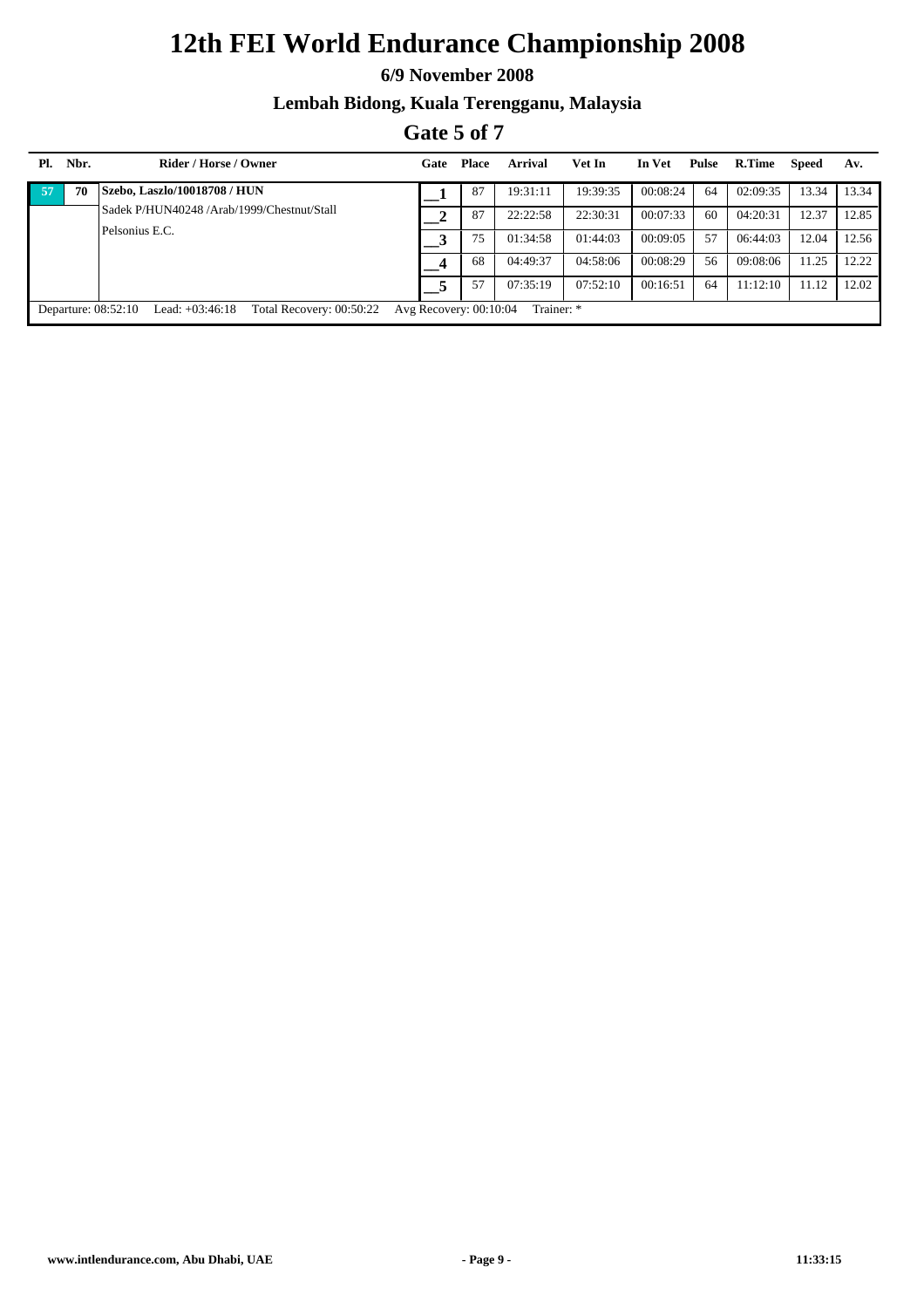# 12th FEI World Endurance Championship 2008

**6/9 November 2008**

**Lembah Bidong, Kuala Terengganu, Malaysia**

## Gate 5 of 7

| Pl. | Nbr. | Rider / Horse / Owner | Gate | Place | Arrival | Vet In | In Vet | Pulse | R.Time | Speed | Av. |
|---|---|---|---|---|---|---|---|---|---|---|---|
| 57 | 70 | **Szebo, Laszlo/10018708 / HUN** | 1 | 87 | 19:31:11 | 19:39:35 | 00:08:24 | 64 | 02:09:35 | 13.34 | 13.34 |
| | | Sadek P/HUN40248 /Arab/1999/Chestnut/Stall | 2 | 87 | 22:22:58 | 22:30:31 | 00:07:33 | 60 | 04:20:31 | 12.37 | 12.85 |
| | | Pelsonius E.C. | 3 | 75 | 01:34:58 | 01:44:03 | 00:09:05 | 57 | 06:44:03 | 12.04 | 12.56 |
| | | | 4 | 68 | 04:49:37 | 04:58:06 | 00:08:29 | 56 | 09:08:06 | 11.25 | 12.22 |
| | | | 5 | 57 | 07:35:19 | 07:52:10 | 00:16:51 | 64 | 11:12:10 | 11.12 | 12.02 |

Departure: 08:52:10 Lead: +03:46:18 Total Recovery: 00:50:22 Avg Recovery: 00:10:04 Trainer: *